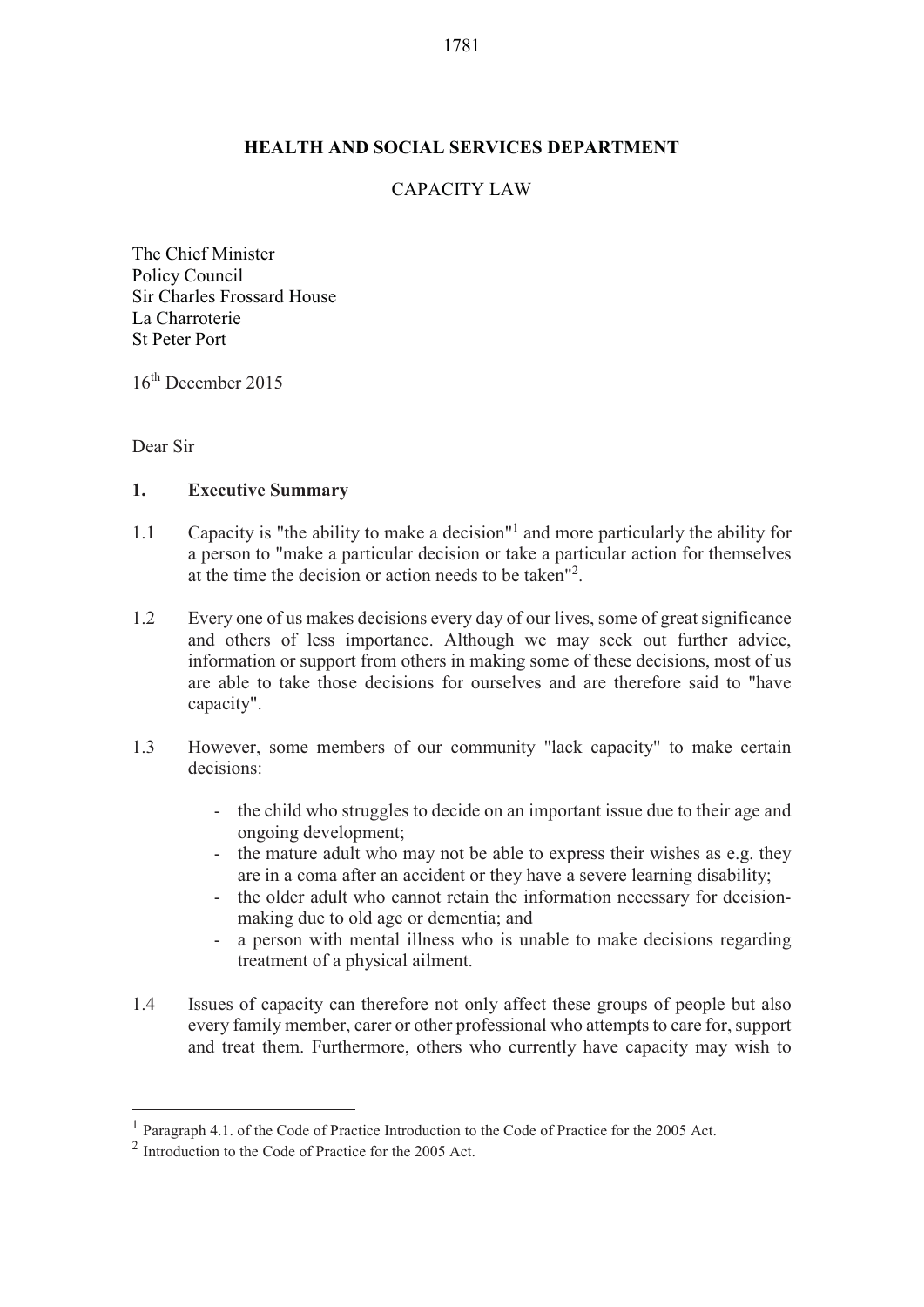## HEALTH AND SOCIAL SERVICES DEPARTMENT

### CAPACITY LAW

The Chief Minister
Policy Council
Sir Charles Frossard House
La Charroterie
St Peter Port

16th December 2015

Dear Sir

### 1. Executive Summary

1.1 Capacity is "the ability to make a decision"[1] and more particularly the ability for a person to "make a particular decision or take a particular action for themselves at the time the decision or action needs to be taken"[2].

1.2 Every one of us makes decisions every day of our lives, some of great significance and others of less importance. Although we may seek out further advice, information or support from others in making some of these decisions, most of us are able to take those decisions for ourselves and are therefore said to "have capacity".

1.3 However, some members of our community "lack capacity" to make certain decisions:

- the child who struggles to decide on an important issue due to their age and ongoing development;
- the mature adult who may not be able to express their wishes as e.g. they are in a coma after an accident or they have a severe learning disability;
- the older adult who cannot retain the information necessary for decision-making due to old age or dementia; and
- a person with mental illness who is unable to make decisions regarding treatment of a physical ailment.

1.4 Issues of capacity can therefore not only affect these groups of people but also every family member, carer or other professional who attempts to care for, support and treat them. Furthermore, others who currently have capacity may wish to

---

[1] Paragraph 4.1. of the Code of Practice Introduction to the Code of Practice for the 2005 Act.

[2] Introduction to the Code of Practice for the 2005 Act.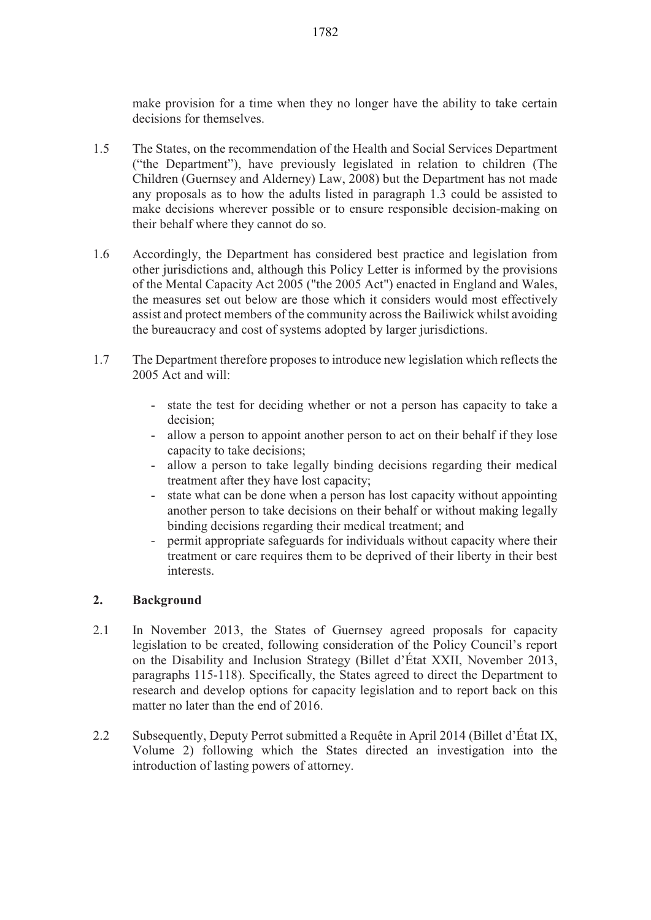make provision for a time when they no longer have the ability to take certain decisions for themselves.

1.5 The States, on the recommendation of the Health and Social Services Department ("the Department"), have previously legislated in relation to children (The Children (Guernsey and Alderney) Law, 2008) but the Department has not made any proposals as to how the adults listed in paragraph 1.3 could be assisted to make decisions wherever possible or to ensure responsible decision-making on their behalf where they cannot do so.

1.6 Accordingly, the Department has considered best practice and legislation from other jurisdictions and, although this Policy Letter is informed by the provisions of the Mental Capacity Act 2005 ("the 2005 Act") enacted in England and Wales, the measures set out below are those which it considers would most effectively assist and protect members of the community across the Bailiwick whilst avoiding the bureaucracy and cost of systems adopted by larger jurisdictions.

1.7 The Department therefore proposes to introduce new legislation which reflects the 2005 Act and will:

- state the test for deciding whether or not a person has capacity to take a decision;
- allow a person to appoint another person to act on their behalf if they lose capacity to take decisions;
- allow a person to take legally binding decisions regarding their medical treatment after they have lost capacity;
- state what can be done when a person has lost capacity without appointing another person to take decisions on their behalf or without making legally binding decisions regarding their medical treatment; and
- permit appropriate safeguards for individuals without capacity where their treatment or care requires them to be deprived of their liberty in their best interests.

## 2. Background

2.1 In November 2013, the States of Guernsey agreed proposals for capacity legislation to be created, following consideration of the Policy Council's report on the Disability and Inclusion Strategy (Billet d'État XXII, November 2013, paragraphs 115-118). Specifically, the States agreed to direct the Department to research and develop options for capacity legislation and to report back on this matter no later than the end of 2016.

2.2 Subsequently, Deputy Perrot submitted a Requête in April 2014 (Billet d'État IX, Volume 2) following which the States directed an investigation into the introduction of lasting powers of attorney.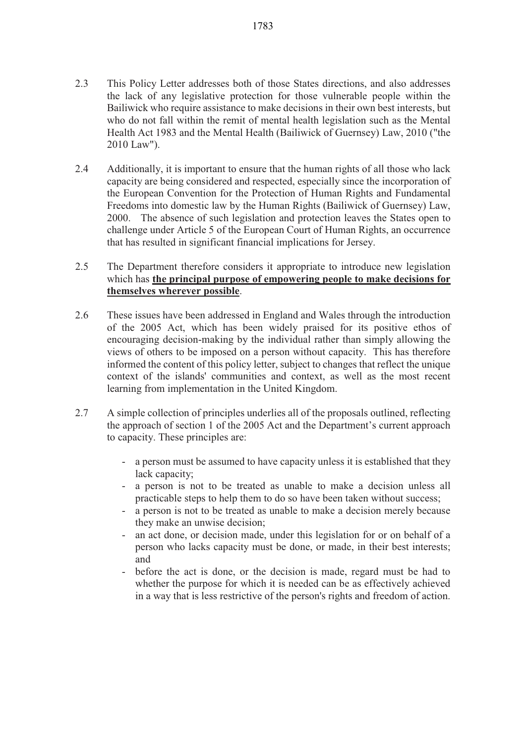2.3 This Policy Letter addresses both of those States directions, and also addresses the lack of any legislative protection for those vulnerable people within the Bailiwick who require assistance to make decisions in their own best interests, but who do not fall within the remit of mental health legislation such as the Mental Health Act 1983 and the Mental Health (Bailiwick of Guernsey) Law, 2010 ("the 2010 Law").

2.4 Additionally, it is important to ensure that the human rights of all those who lack capacity are being considered and respected, especially since the incorporation of the European Convention for the Protection of Human Rights and Fundamental Freedoms into domestic law by the Human Rights (Bailiwick of Guernsey) Law, 2000. The absence of such legislation and protection leaves the States open to challenge under Article 5 of the European Court of Human Rights, an occurrence that has resulted in significant financial implications for Jersey.

2.5 The Department therefore considers it appropriate to introduce new legislation which has **the principal purpose of empowering people to make decisions for themselves wherever possible**.

2.6 These issues have been addressed in England and Wales through the introduction of the 2005 Act, which has been widely praised for its positive ethos of encouraging decision-making by the individual rather than simply allowing the views of others to be imposed on a person without capacity. This has therefore informed the content of this policy letter, subject to changes that reflect the unique context of the islands' communities and context, as well as the most recent learning from implementation in the United Kingdom.

2.7 A simple collection of principles underlies all of the proposals outlined, reflecting the approach of section 1 of the 2005 Act and the Department's current approach to capacity. These principles are:

- a person must be assumed to have capacity unless it is established that they lack capacity;
- a person is not to be treated as unable to make a decision unless all practicable steps to help them to do so have been taken without success;
- a person is not to be treated as unable to make a decision merely because they make an unwise decision;
- an act done, or decision made, under this legislation for or on behalf of a person who lacks capacity must be done, or made, in their best interests; and
- before the act is done, or the decision is made, regard must be had to whether the purpose for which it is needed can be as effectively achieved in a way that is less restrictive of the person's rights and freedom of action.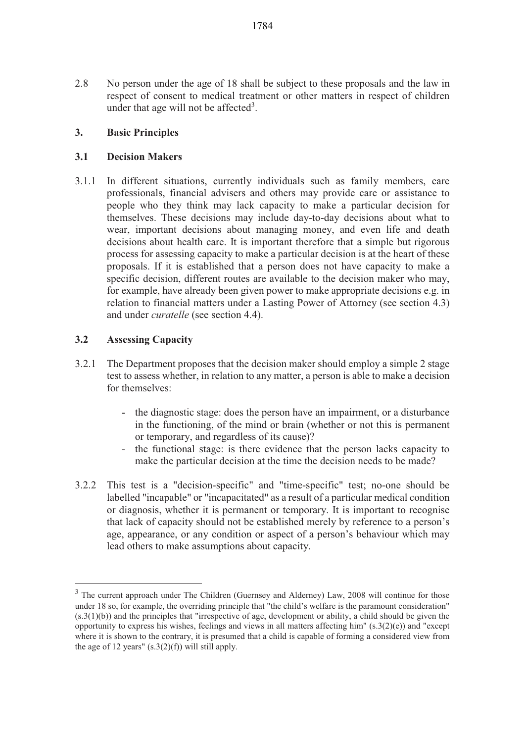2.8 No person under the age of 18 shall be subject to these proposals and the law in respect of consent to medical treatment or other matters in respect of children under that age will not be affected[3].

## 3. Basic Principles

### 3.1 Decision Makers

3.1.1 In different situations, currently individuals such as family members, care professionals, financial advisers and others may provide care or assistance to people who they think may lack capacity to make a particular decision for themselves. These decisions may include day-to-day decisions about what to wear, important decisions about managing money, and even life and death decisions about health care. It is important therefore that a simple but rigorous process for assessing capacity to make a particular decision is at the heart of these proposals. If it is established that a person does not have capacity to make a specific decision, different routes are available to the decision maker who may, for example, have already been given power to make appropriate decisions e.g. in relation to financial matters under a Lasting Power of Attorney (see section 4.3) and under *curatelle* (see section 4.4).

### 3.2 Assessing Capacity

3.2.1 The Department proposes that the decision maker should employ a simple 2 stage test to assess whether, in relation to any matter, a person is able to make a decision for themselves:

- the diagnostic stage: does the person have an impairment, or a disturbance in the functioning, of the mind or brain (whether or not this is permanent or temporary, and regardless of its cause)?
- the functional stage: is there evidence that the person lacks capacity to make the particular decision at the time the decision needs to be made?

3.2.2 This test is a "decision-specific" and "time-specific" test; no-one should be labelled "incapable" or "incapacitated" as a result of a particular medical condition or diagnosis, whether it is permanent or temporary. It is important to recognise that lack of capacity should not be established merely by reference to a person's age, appearance, or any condition or aspect of a person's behaviour which may lead others to make assumptions about capacity.

---

[3] The current approach under The Children (Guernsey and Alderney) Law, 2008 will continue for those under 18 so, for example, the overriding principle that "the child's welfare is the paramount consideration" (s.3(1)(b)) and the principles that "irrespective of age, development or ability, a child should be given the opportunity to express his wishes, feelings and views in all matters affecting him" (s.3(2)(e)) and "except where it is shown to the contrary, it is presumed that a child is capable of forming a considered view from the age of 12 years" (s.3(2)(f)) will still apply.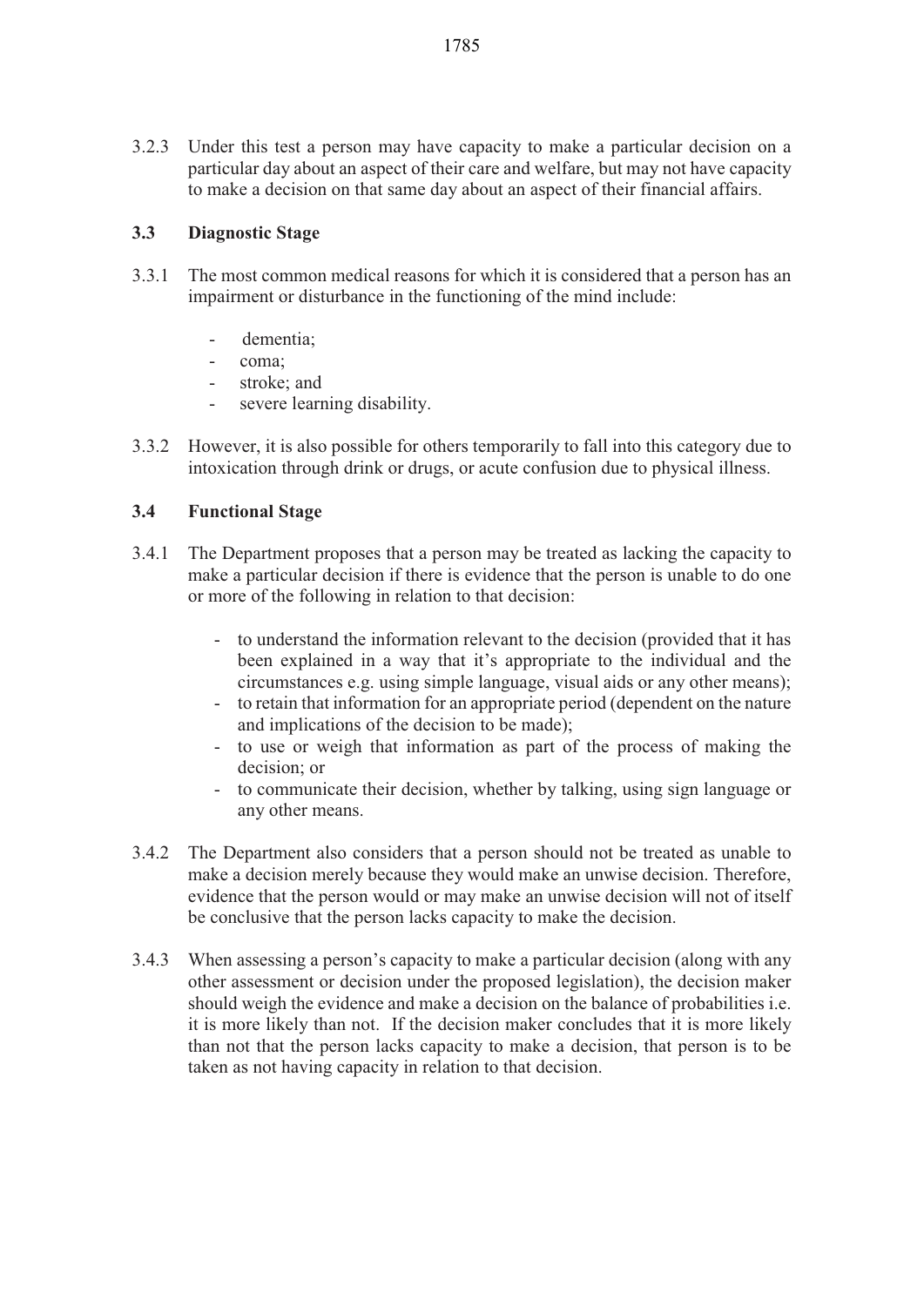3.2.3 Under this test a person may have capacity to make a particular decision on a particular day about an aspect of their care and welfare, but may not have capacity to make a decision on that same day about an aspect of their financial affairs.

### 3.3 Diagnostic Stage

3.3.1 The most common medical reasons for which it is considered that a person has an impairment or disturbance in the functioning of the mind include:

- dementia;
- coma;
- stroke; and
- severe learning disability.

3.3.2 However, it is also possible for others temporarily to fall into this category due to intoxication through drink or drugs, or acute confusion due to physical illness.

### 3.4 Functional Stage

3.4.1 The Department proposes that a person may be treated as lacking the capacity to make a particular decision if there is evidence that the person is unable to do one or more of the following in relation to that decision:

- to understand the information relevant to the decision (provided that it has been explained in a way that it's appropriate to the individual and the circumstances e.g. using simple language, visual aids or any other means);
- to retain that information for an appropriate period (dependent on the nature and implications of the decision to be made);
- to use or weigh that information as part of the process of making the decision; or
- to communicate their decision, whether by talking, using sign language or any other means.

3.4.2 The Department also considers that a person should not be treated as unable to make a decision merely because they would make an unwise decision. Therefore, evidence that the person would or may make an unwise decision will not of itself be conclusive that the person lacks capacity to make the decision.

3.4.3 When assessing a person's capacity to make a particular decision (along with any other assessment or decision under the proposed legislation), the decision maker should weigh the evidence and make a decision on the balance of probabilities i.e. it is more likely than not. If the decision maker concludes that it is more likely than not that the person lacks capacity to make a decision, that person is to be taken as not having capacity in relation to that decision.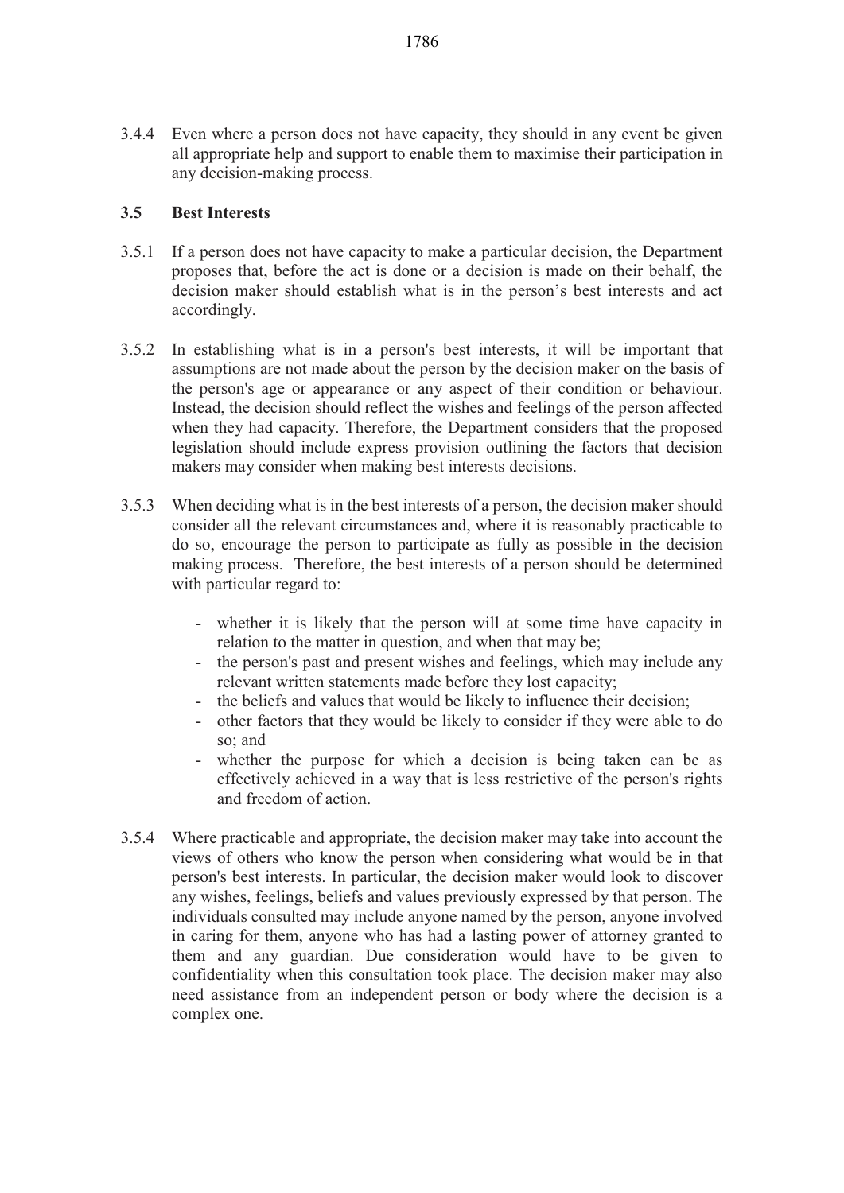3.4.4 Even where a person does not have capacity, they should in any event be given all appropriate help and support to enable them to maximise their participation in any decision-making process.

### 3.5 Best Interests

3.5.1 If a person does not have capacity to make a particular decision, the Department proposes that, before the act is done or a decision is made on their behalf, the decision maker should establish what is in the person's best interests and act accordingly.

3.5.2 In establishing what is in a person's best interests, it will be important that assumptions are not made about the person by the decision maker on the basis of the person's age or appearance or any aspect of their condition or behaviour. Instead, the decision should reflect the wishes and feelings of the person affected when they had capacity. Therefore, the Department considers that the proposed legislation should include express provision outlining the factors that decision makers may consider when making best interests decisions.

3.5.3 When deciding what is in the best interests of a person, the decision maker should consider all the relevant circumstances and, where it is reasonably practicable to do so, encourage the person to participate as fully as possible in the decision making process. Therefore, the best interests of a person should be determined with particular regard to:

- whether it is likely that the person will at some time have capacity in relation to the matter in question, and when that may be;
- the person's past and present wishes and feelings, which may include any relevant written statements made before they lost capacity;
- the beliefs and values that would be likely to influence their decision;
- other factors that they would be likely to consider if they were able to do so; and
- whether the purpose for which a decision is being taken can be as effectively achieved in a way that is less restrictive of the person's rights and freedom of action.

3.5.4 Where practicable and appropriate, the decision maker may take into account the views of others who know the person when considering what would be in that person's best interests. In particular, the decision maker would look to discover any wishes, feelings, beliefs and values previously expressed by that person. The individuals consulted may include anyone named by the person, anyone involved in caring for them, anyone who has had a lasting power of attorney granted to them and any guardian. Due consideration would have to be given to confidentiality when this consultation took place. The decision maker may also need assistance from an independent person or body where the decision is a complex one.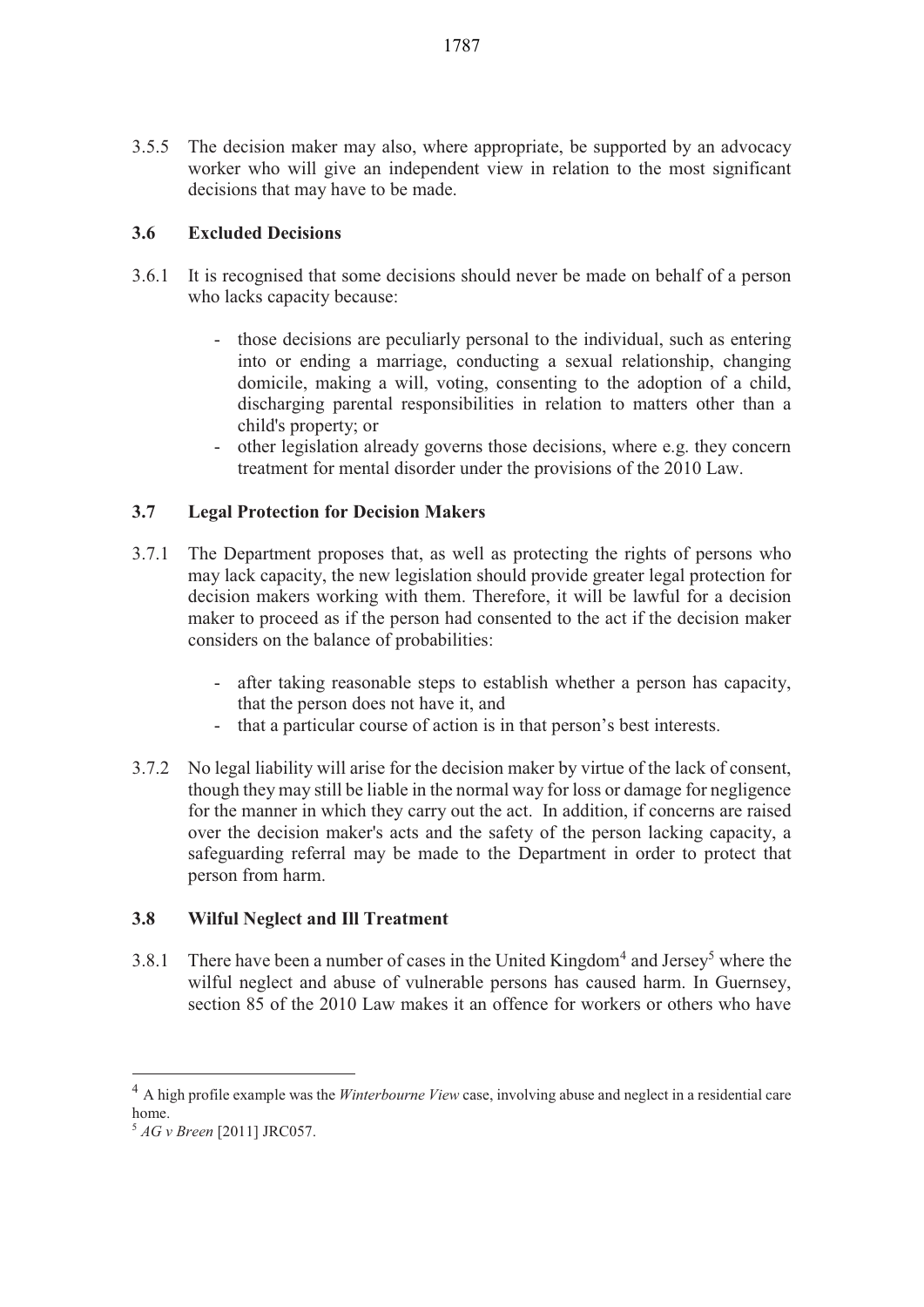3.5.5 The decision maker may also, where appropriate, be supported by an advocacy worker who will give an independent view in relation to the most significant decisions that may have to be made.

### 3.6 Excluded Decisions

3.6.1 It is recognised that some decisions should never be made on behalf of a person who lacks capacity because:

- those decisions are peculiarly personal to the individual, such as entering into or ending a marriage, conducting a sexual relationship, changing domicile, making a will, voting, consenting to the adoption of a child, discharging parental responsibilities in relation to matters other than a child's property; or
- other legislation already governs those decisions, where e.g. they concern treatment for mental disorder under the provisions of the 2010 Law.

### 3.7 Legal Protection for Decision Makers

3.7.1 The Department proposes that, as well as protecting the rights of persons who may lack capacity, the new legislation should provide greater legal protection for decision makers working with them. Therefore, it will be lawful for a decision maker to proceed as if the person had consented to the act if the decision maker considers on the balance of probabilities:

- after taking reasonable steps to establish whether a person has capacity, that the person does not have it, and
- that a particular course of action is in that person's best interests.

3.7.2 No legal liability will arise for the decision maker by virtue of the lack of consent, though they may still be liable in the normal way for loss or damage for negligence for the manner in which they carry out the act. In addition, if concerns are raised over the decision maker's acts and the safety of the person lacking capacity, a safeguarding referral may be made to the Department in order to protect that person from harm.

### 3.8 Wilful Neglect and Ill Treatment

3.8.1 There have been a number of cases in the United Kingdom[4] and Jersey[5] where the wilful neglect and abuse of vulnerable persons has caused harm. In Guernsey, section 85 of the 2010 Law makes it an offence for workers or others who have

---

[4] A high profile example was the *Winterbourne View* case, involving abuse and neglect in a residential care home.

[5] *AG v Breen* [2011] JRC057.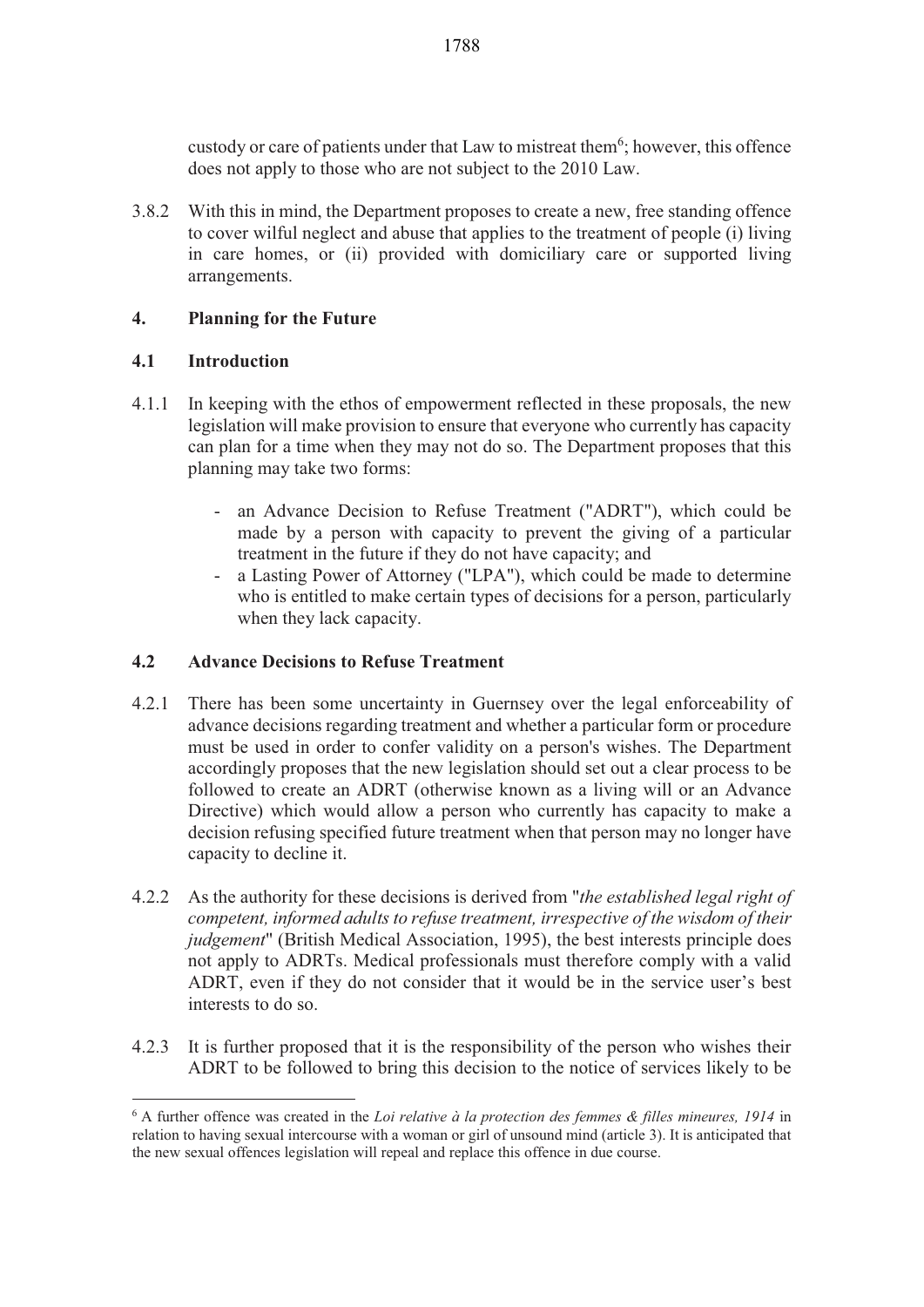custody or care of patients under that Law to mistreat them[6]; however, this offence does not apply to those who are not subject to the 2010 Law.

3.8.2 With this in mind, the Department proposes to create a new, free standing offence to cover wilful neglect and abuse that applies to the treatment of people (i) living in care homes, or (ii) provided with domiciliary care or supported living arrangements.

## 4. Planning for the Future

### 4.1 Introduction

4.1.1 In keeping with the ethos of empowerment reflected in these proposals, the new legislation will make provision to ensure that everyone who currently has capacity can plan for a time when they may not do so. The Department proposes that this planning may take two forms:

- an Advance Decision to Refuse Treatment ("ADRT"), which could be made by a person with capacity to prevent the giving of a particular treatment in the future if they do not have capacity; and
- a Lasting Power of Attorney ("LPA"), which could be made to determine who is entitled to make certain types of decisions for a person, particularly when they lack capacity.

### 4.2 Advance Decisions to Refuse Treatment

4.2.1 There has been some uncertainty in Guernsey over the legal enforceability of advance decisions regarding treatment and whether a particular form or procedure must be used in order to confer validity on a person's wishes. The Department accordingly proposes that the new legislation should set out a clear process to be followed to create an ADRT (otherwise known as a living will or an Advance Directive) which would allow a person who currently has capacity to make a decision refusing specified future treatment when that person may no longer have capacity to decline it.

4.2.2 As the authority for these decisions is derived from "*the established legal right of competent, informed adults to refuse treatment, irrespective of the wisdom of their judgement*" (British Medical Association, 1995), the best interests principle does not apply to ADRTs. Medical professionals must therefore comply with a valid ADRT, even if they do not consider that it would be in the service user's best interests to do so.

4.2.3 It is further proposed that it is the responsibility of the person who wishes their ADRT to be followed to bring this decision to the notice of services likely to be

---

[6] A further offence was created in the *Loi relative à la protection des femmes & filles mineures, 1914* in relation to having sexual intercourse with a woman or girl of unsound mind (article 3). It is anticipated that the new sexual offences legislation will repeal and replace this offence in due course.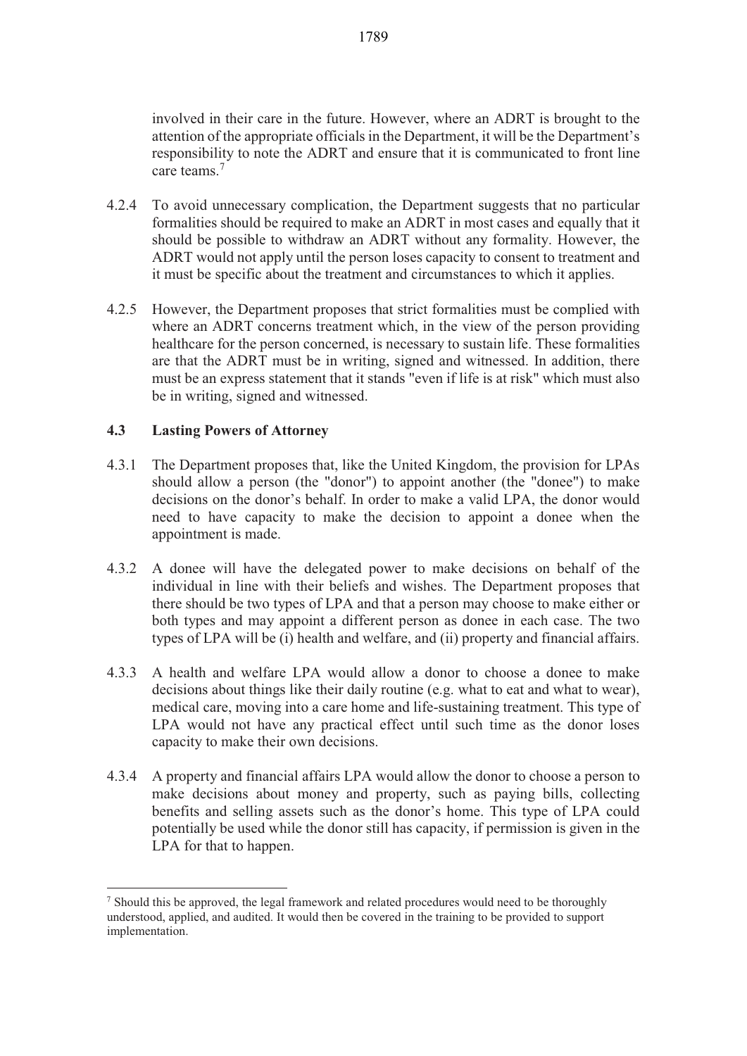involved in their care in the future. However, where an ADRT is brought to the attention of the appropriate officials in the Department, it will be the Department's responsibility to note the ADRT and ensure that it is communicated to front line care teams.[7]

4.2.4 To avoid unnecessary complication, the Department suggests that no particular formalities should be required to make an ADRT in most cases and equally that it should be possible to withdraw an ADRT without any formality. However, the ADRT would not apply until the person loses capacity to consent to treatment and it must be specific about the treatment and circumstances to which it applies.

4.2.5 However, the Department proposes that strict formalities must be complied with where an ADRT concerns treatment which, in the view of the person providing healthcare for the person concerned, is necessary to sustain life. These formalities are that the ADRT must be in writing, signed and witnessed. In addition, there must be an express statement that it stands "even if life is at risk" which must also be in writing, signed and witnessed.

### 4.3 Lasting Powers of Attorney

4.3.1 The Department proposes that, like the United Kingdom, the provision for LPAs should allow a person (the "donor") to appoint another (the "donee") to make decisions on the donor's behalf. In order to make a valid LPA, the donor would need to have capacity to make the decision to appoint a donee when the appointment is made.

4.3.2 A donee will have the delegated power to make decisions on behalf of the individual in line with their beliefs and wishes. The Department proposes that there should be two types of LPA and that a person may choose to make either or both types and may appoint a different person as donee in each case. The two types of LPA will be (i) health and welfare, and (ii) property and financial affairs.

4.3.3 A health and welfare LPA would allow a donor to choose a donee to make decisions about things like their daily routine (e.g. what to eat and what to wear), medical care, moving into a care home and life-sustaining treatment. This type of LPA would not have any practical effect until such time as the donor loses capacity to make their own decisions.

4.3.4 A property and financial affairs LPA would allow the donor to choose a person to make decisions about money and property, such as paying bills, collecting benefits and selling assets such as the donor's home. This type of LPA could potentially be used while the donor still has capacity, if permission is given in the LPA for that to happen.

---

[7] Should this be approved, the legal framework and related procedures would need to be thoroughly understood, applied, and audited. It would then be covered in the training to be provided to support implementation.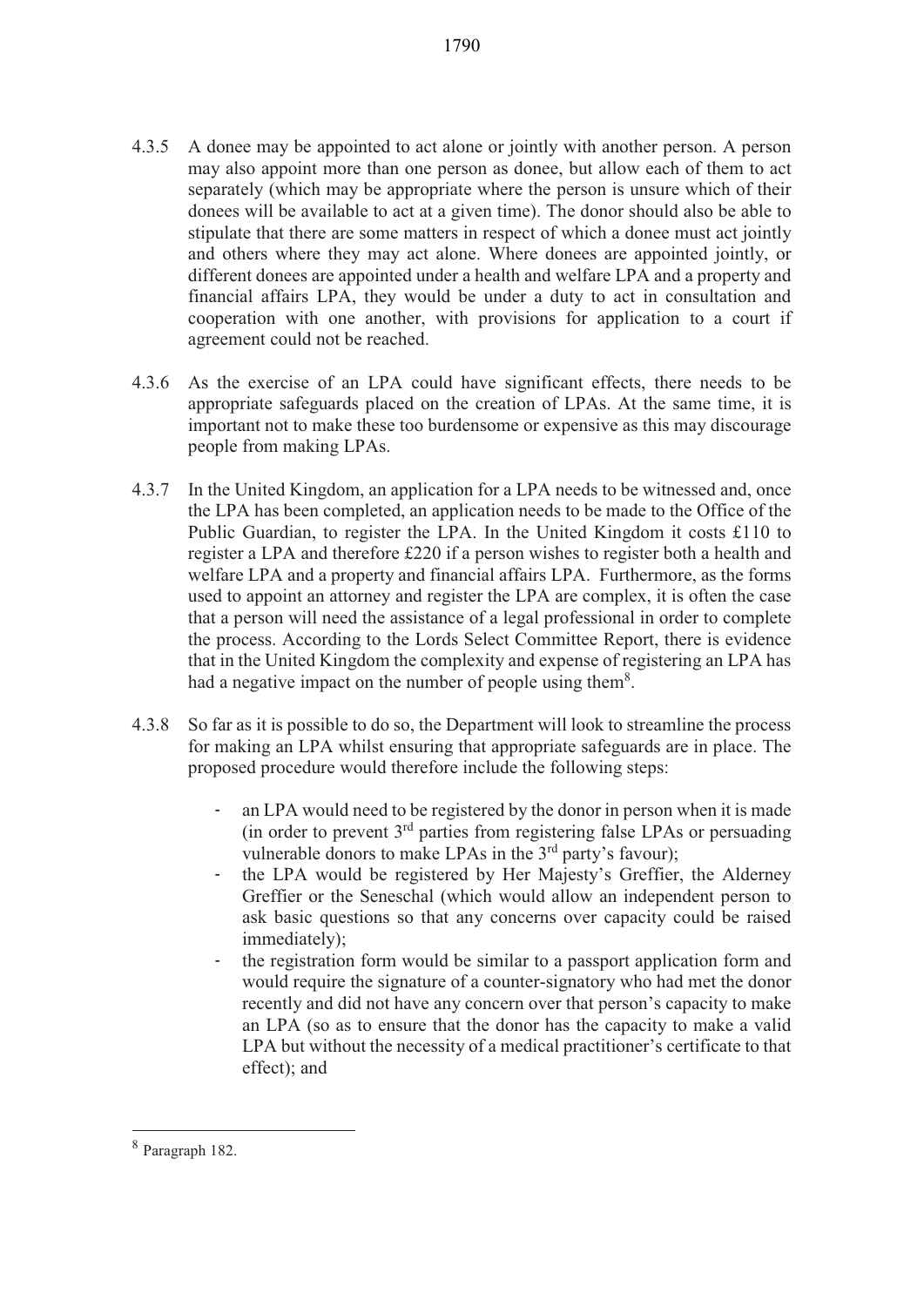4.3.5 A donee may be appointed to act alone or jointly with another person. A person may also appoint more than one person as donee, but allow each of them to act separately (which may be appropriate where the person is unsure which of their donees will be available to act at a given time). The donor should also be able to stipulate that there are some matters in respect of which a donee must act jointly and others where they may act alone. Where donees are appointed jointly, or different donees are appointed under a health and welfare LPA and a property and financial affairs LPA, they would be under a duty to act in consultation and cooperation with one another, with provisions for application to a court if agreement could not be reached.

4.3.6 As the exercise of an LPA could have significant effects, there needs to be appropriate safeguards placed on the creation of LPAs. At the same time, it is important not to make these too burdensome or expensive as this may discourage people from making LPAs.

4.3.7 In the United Kingdom, an application for a LPA needs to be witnessed and, once the LPA has been completed, an application needs to be made to the Office of the Public Guardian, to register the LPA. In the United Kingdom it costs £110 to register a LPA and therefore £220 if a person wishes to register both a health and welfare LPA and a property and financial affairs LPA. Furthermore, as the forms used to appoint an attorney and register the LPA are complex, it is often the case that a person will need the assistance of a legal professional in order to complete the process. According to the Lords Select Committee Report, there is evidence that in the United Kingdom the complexity and expense of registering an LPA has had a negative impact on the number of people using them[8].

4.3.8 So far as it is possible to do so, the Department will look to streamline the process for making an LPA whilst ensuring that appropriate safeguards are in place. The proposed procedure would therefore include the following steps:

- an LPA would need to be registered by the donor in person when it is made (in order to prevent 3rd parties from registering false LPAs or persuading vulnerable donors to make LPAs in the 3rd party's favour);
- the LPA would be registered by Her Majesty's Greffier, the Alderney Greffier or the Seneschal (which would allow an independent person to ask basic questions so that any concerns over capacity could be raised immediately);
- the registration form would be similar to a passport application form and would require the signature of a counter-signatory who had met the donor recently and did not have any concern over that person's capacity to make an LPA (so as to ensure that the donor has the capacity to make a valid LPA but without the necessity of a medical practitioner's certificate to that effect); and

[8] Paragraph 182.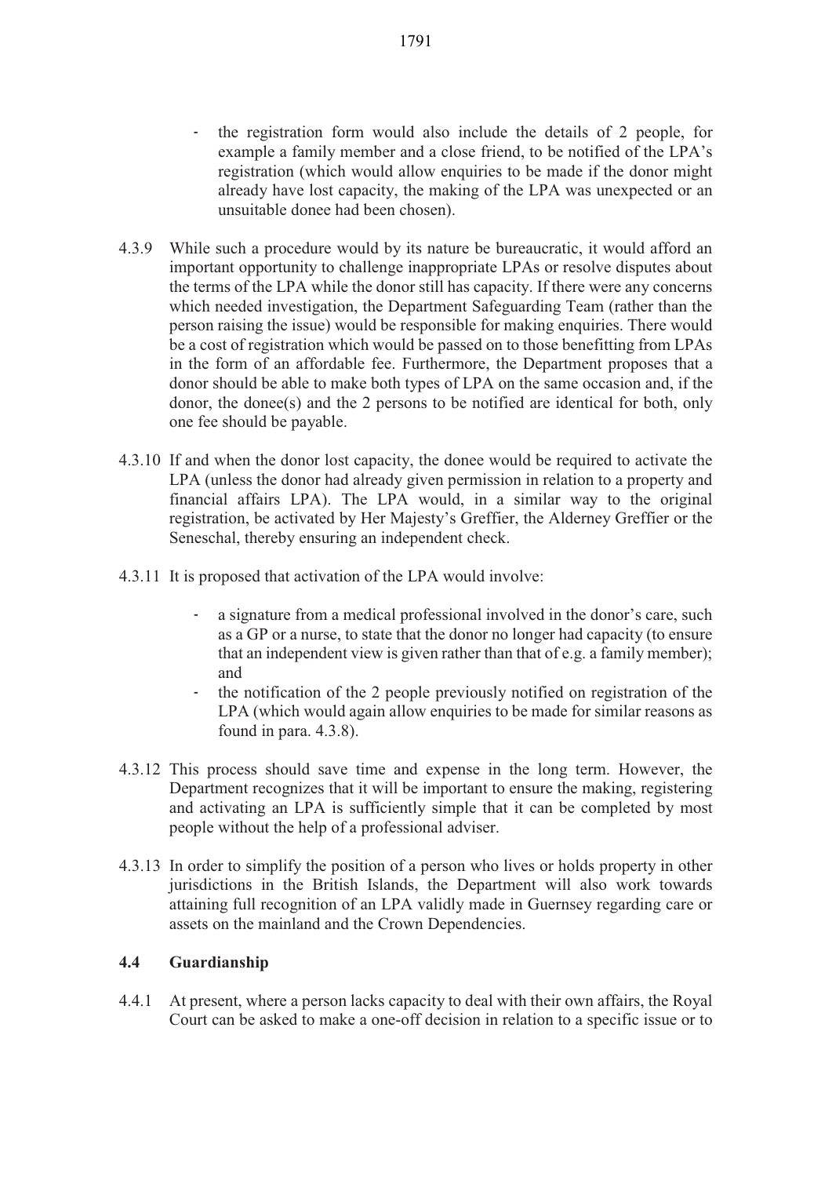- the registration form would also include the details of 2 people, for example a family member and a close friend, to be notified of the LPA's registration (which would allow enquiries to be made if the donor might already have lost capacity, the making of the LPA was unexpected or an unsuitable donee had been chosen).

4.3.9 While such a procedure would by its nature be bureaucratic, it would afford an important opportunity to challenge inappropriate LPAs or resolve disputes about the terms of the LPA while the donor still has capacity. If there were any concerns which needed investigation, the Department Safeguarding Team (rather than the person raising the issue) would be responsible for making enquiries. There would be a cost of registration which would be passed on to those benefitting from LPAs in the form of an affordable fee. Furthermore, the Department proposes that a donor should be able to make both types of LPA on the same occasion and, if the donor, the donee(s) and the 2 persons to be notified are identical for both, only one fee should be payable.

4.3.10 If and when the donor lost capacity, the donee would be required to activate the LPA (unless the donor had already given permission in relation to a property and financial affairs LPA). The LPA would, in a similar way to the original registration, be activated by Her Majesty's Greffier, the Alderney Greffier or the Seneschal, thereby ensuring an independent check.

4.3.11 It is proposed that activation of the LPA would involve:

- a signature from a medical professional involved in the donor's care, such as a GP or a nurse, to state that the donor no longer had capacity (to ensure that an independent view is given rather than that of e.g. a family member); and
- the notification of the 2 people previously notified on registration of the LPA (which would again allow enquiries to be made for similar reasons as found in para. 4.3.8).

4.3.12 This process should save time and expense in the long term. However, the Department recognizes that it will be important to ensure the making, registering and activating an LPA is sufficiently simple that it can be completed by most people without the help of a professional adviser.

4.3.13 In order to simplify the position of a person who lives or holds property in other jurisdictions in the British Islands, the Department will also work towards attaining full recognition of an LPA validly made in Guernsey regarding care or assets on the mainland and the Crown Dependencies.

### 4.4 Guardianship

4.4.1 At present, where a person lacks capacity to deal with their own affairs, the Royal Court can be asked to make a one-off decision in relation to a specific issue or to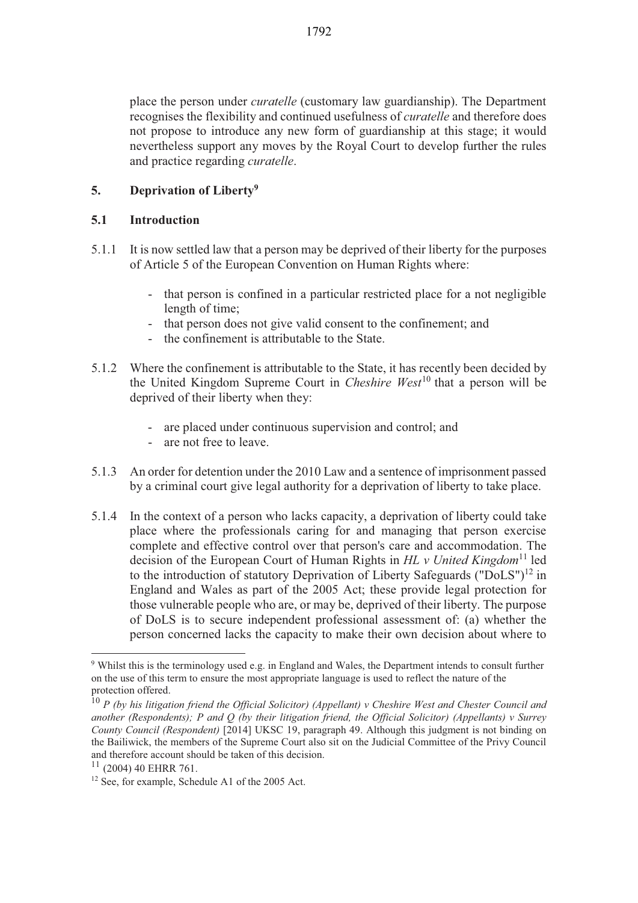place the person under *curatelle* (customary law guardianship). The Department recognises the flexibility and continued usefulness of *curatelle* and therefore does not propose to introduce any new form of guardianship at this stage; it would nevertheless support any moves by the Royal Court to develop further the rules and practice regarding *curatelle*.

## 5. Deprivation of Liberty[9]

### 5.1 Introduction

5.1.1 It is now settled law that a person may be deprived of their liberty for the purposes of Article 5 of the European Convention on Human Rights where:

- that person is confined in a particular restricted place for a not negligible length of time;
- that person does not give valid consent to the confinement; and
- the confinement is attributable to the State.

5.1.2 Where the confinement is attributable to the State, it has recently been decided by the United Kingdom Supreme Court in *Cheshire West*[10] that a person will be deprived of their liberty when they:

- are placed under continuous supervision and control; and
- are not free to leave.

5.1.3 An order for detention under the 2010 Law and a sentence of imprisonment passed by a criminal court give legal authority for a deprivation of liberty to take place.

5.1.4 In the context of a person who lacks capacity, a deprivation of liberty could take place where the professionals caring for and managing that person exercise complete and effective control over that person's care and accommodation. The decision of the European Court of Human Rights in *HL v United Kingdom*[11] led to the introduction of statutory Deprivation of Liberty Safeguards ("DoLS")[12] in England and Wales as part of the 2005 Act; these provide legal protection for those vulnerable people who are, or may be, deprived of their liberty. The purpose of DoLS is to secure independent professional assessment of: (a) whether the person concerned lacks the capacity to make their own decision about where to

---

[9] Whilst this is the terminology used e.g. in England and Wales, the Department intends to consult further on the use of this term to ensure the most appropriate language is used to reflect the nature of the protection offered.

[10] *P (by his litigation friend the Official Solicitor) (Appellant) v Cheshire West and Chester Council and another (Respondents); P and Q (by their litigation friend, the Official Solicitor) (Appellants) v Surrey County Council (Respondent)* [2014] UKSC 19, paragraph 49. Although this judgment is not binding on the Bailiwick, the members of the Supreme Court also sit on the Judicial Committee of the Privy Council and therefore account should be taken of this decision.

[11] (2004) 40 EHRR 761.

[12] See, for example, Schedule A1 of the 2005 Act.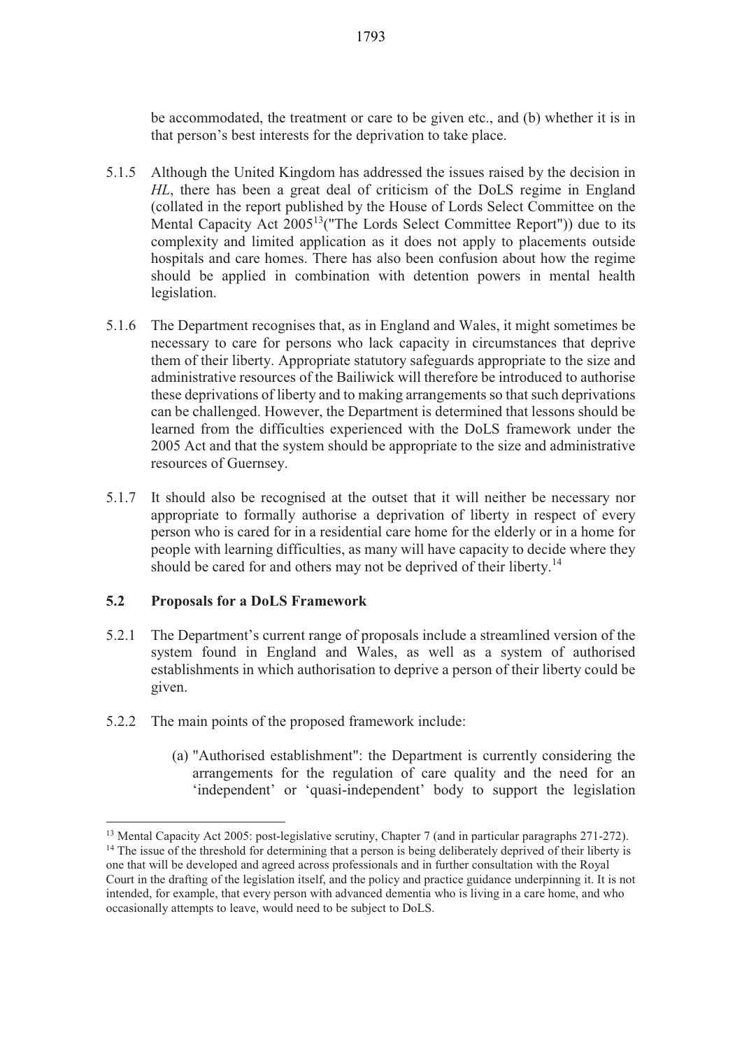be accommodated, the treatment or care to be given etc., and (b) whether it is in that person's best interests for the deprivation to take place.

5.1.5 Although the United Kingdom has addressed the issues raised by the decision in *HL*, there has been a great deal of criticism of the DoLS regime in England (collated in the report published by the House of Lords Select Committee on the Mental Capacity Act 2005[13]("The Lords Select Committee Report")) due to its complexity and limited application as it does not apply to placements outside hospitals and care homes. There has also been confusion about how the regime should be applied in combination with detention powers in mental health legislation.

5.1.6 The Department recognises that, as in England and Wales, it might sometimes be necessary to care for persons who lack capacity in circumstances that deprive them of their liberty. Appropriate statutory safeguards appropriate to the size and administrative resources of the Bailiwick will therefore be introduced to authorise these deprivations of liberty and to making arrangements so that such deprivations can be challenged. However, the Department is determined that lessons should be learned from the difficulties experienced with the DoLS framework under the 2005 Act and that the system should be appropriate to the size and administrative resources of Guernsey.

5.1.7 It should also be recognised at the outset that it will neither be necessary nor appropriate to formally authorise a deprivation of liberty in respect of every person who is cared for in a residential care home for the elderly or in a home for people with learning difficulties, as many will have capacity to decide where they should be cared for and others may not be deprived of their liberty.[14]

## 5.2 Proposals for a DoLS Framework

5.2.1 The Department's current range of proposals include a streamlined version of the system found in England and Wales, as well as a system of authorised establishments in which authorisation to deprive a person of their liberty could be given.

5.2.2 The main points of the proposed framework include:

(a) "Authorised establishment": the Department is currently considering the arrangements for the regulation of care quality and the need for an 'independent' or 'quasi-independent' body to support the legislation

---

[13] Mental Capacity Act 2005: post-legislative scrutiny, Chapter 7 (and in particular paragraphs 271-272).

[14] The issue of the threshold for determining that a person is being deliberately deprived of their liberty is one that will be developed and agreed across professionals and in further consultation with the Royal Court in the drafting of the legislation itself, and the policy and practice guidance underpinning it. It is not intended, for example, that every person with advanced dementia who is living in a care home, and who occasionally attempts to leave, would need to be subject to DoLS.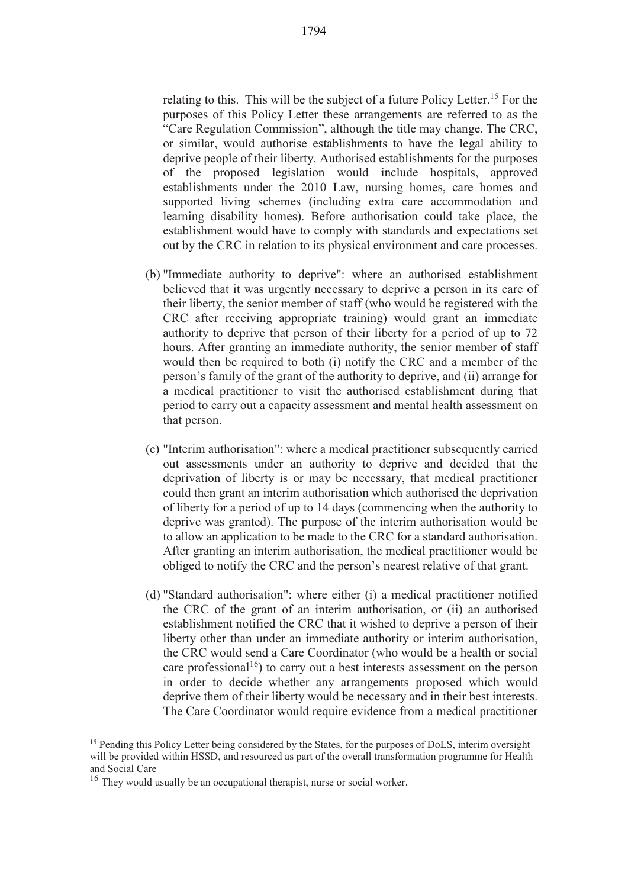relating to this. This will be the subject of a future Policy Letter.[15] For the purposes of this Policy Letter these arrangements are referred to as the "Care Regulation Commission", although the title may change. The CRC, or similar, would authorise establishments to have the legal ability to deprive people of their liberty. Authorised establishments for the purposes of the proposed legislation would include hospitals, approved establishments under the 2010 Law, nursing homes, care homes and supported living schemes (including extra care accommodation and learning disability homes). Before authorisation could take place, the establishment would have to comply with standards and expectations set out by the CRC in relation to its physical environment and care processes.

(b) "Immediate authority to deprive": where an authorised establishment believed that it was urgently necessary to deprive a person in its care of their liberty, the senior member of staff (who would be registered with the CRC after receiving appropriate training) would grant an immediate authority to deprive that person of their liberty for a period of up to 72 hours. After granting an immediate authority, the senior member of staff would then be required to both (i) notify the CRC and a member of the person's family of the grant of the authority to deprive, and (ii) arrange for a medical practitioner to visit the authorised establishment during that period to carry out a capacity assessment and mental health assessment on that person.

(c) "Interim authorisation": where a medical practitioner subsequently carried out assessments under an authority to deprive and decided that the deprivation of liberty is or may be necessary, that medical practitioner could then grant an interim authorisation which authorised the deprivation of liberty for a period of up to 14 days (commencing when the authority to deprive was granted). The purpose of the interim authorisation would be to allow an application to be made to the CRC for a standard authorisation. After granting an interim authorisation, the medical practitioner would be obliged to notify the CRC and the person's nearest relative of that grant.

(d) "Standard authorisation": where either (i) a medical practitioner notified the CRC of the grant of an interim authorisation, or (ii) an authorised establishment notified the CRC that it wished to deprive a person of their liberty other than under an immediate authority or interim authorisation, the CRC would send a Care Coordinator (who would be a health or social care professional[16]) to carry out a best interests assessment on the person in order to decide whether any arrangements proposed which would deprive them of their liberty would be necessary and in their best interests. The Care Coordinator would require evidence from a medical practitioner

---

[15] Pending this Policy Letter being considered by the States, for the purposes of DoLS, interim oversight will be provided within HSSD, and resourced as part of the overall transformation programme for Health and Social Care

[16] They would usually be an occupational therapist, nurse or social worker.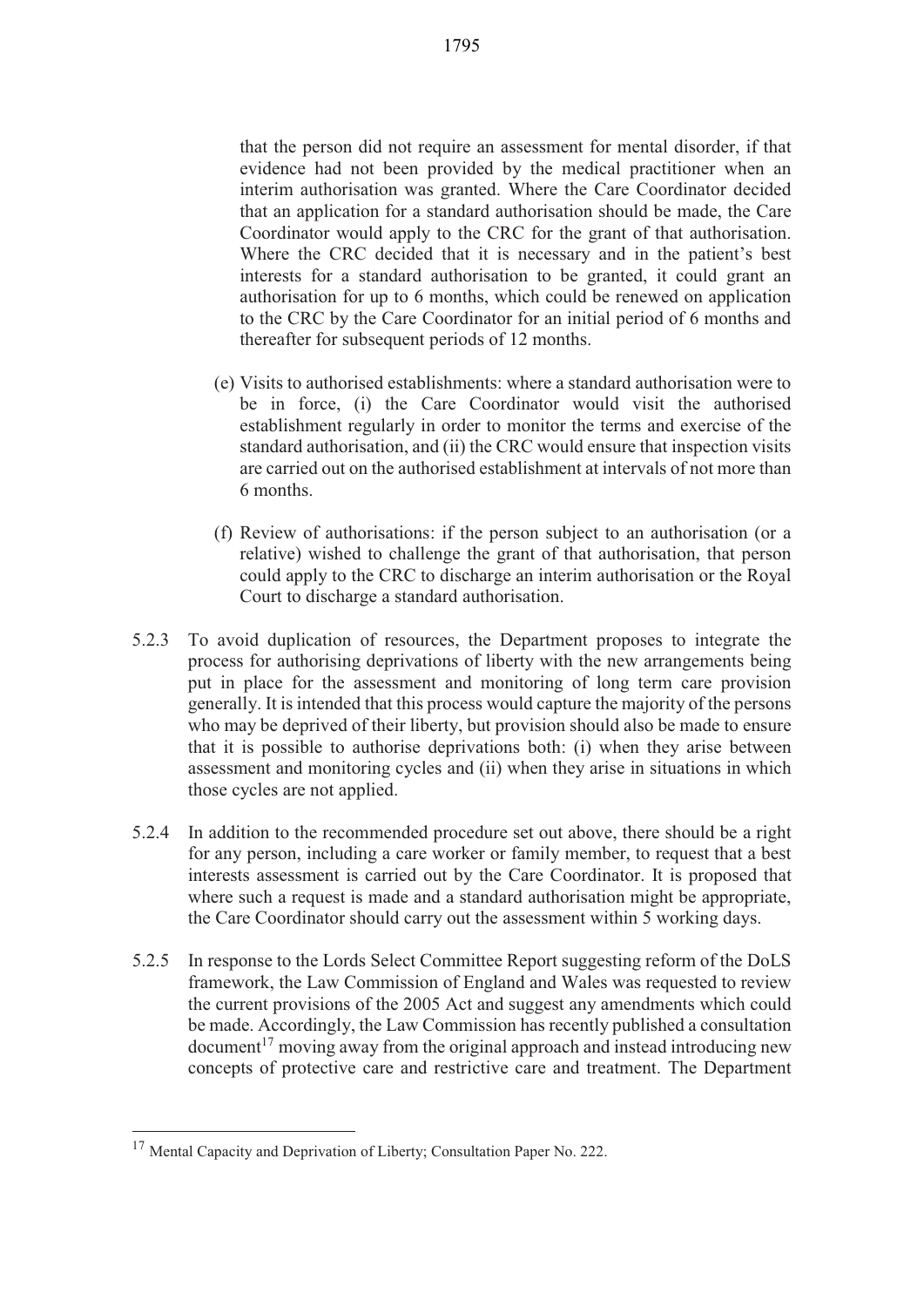that the person did not require an assessment for mental disorder, if that evidence had not been provided by the medical practitioner when an interim authorisation was granted. Where the Care Coordinator decided that an application for a standard authorisation should be made, the Care Coordinator would apply to the CRC for the grant of that authorisation. Where the CRC decided that it is necessary and in the patient's best interests for a standard authorisation to be granted, it could grant an authorisation for up to 6 months, which could be renewed on application to the CRC by the Care Coordinator for an initial period of 6 months and thereafter for subsequent periods of 12 months.

(e) Visits to authorised establishments: where a standard authorisation were to be in force, (i) the Care Coordinator would visit the authorised establishment regularly in order to monitor the terms and exercise of the standard authorisation, and (ii) the CRC would ensure that inspection visits are carried out on the authorised establishment at intervals of not more than 6 months.

(f) Review of authorisations: if the person subject to an authorisation (or a relative) wished to challenge the grant of that authorisation, that person could apply to the CRC to discharge an interim authorisation or the Royal Court to discharge a standard authorisation.

5.2.3 To avoid duplication of resources, the Department proposes to integrate the process for authorising deprivations of liberty with the new arrangements being put in place for the assessment and monitoring of long term care provision generally. It is intended that this process would capture the majority of the persons who may be deprived of their liberty, but provision should also be made to ensure that it is possible to authorise deprivations both: (i) when they arise between assessment and monitoring cycles and (ii) when they arise in situations in which those cycles are not applied.

5.2.4 In addition to the recommended procedure set out above, there should be a right for any person, including a care worker or family member, to request that a best interests assessment is carried out by the Care Coordinator. It is proposed that where such a request is made and a standard authorisation might be appropriate, the Care Coordinator should carry out the assessment within 5 working days.

5.2.5 In response to the Lords Select Committee Report suggesting reform of the DoLS framework, the Law Commission of England and Wales was requested to review the current provisions of the 2005 Act and suggest any amendments which could be made. Accordingly, the Law Commission has recently published a consultation document[17] moving away from the original approach and instead introducing new concepts of protective care and restrictive care and treatment. The Department

---

[17] Mental Capacity and Deprivation of Liberty; Consultation Paper No. 222.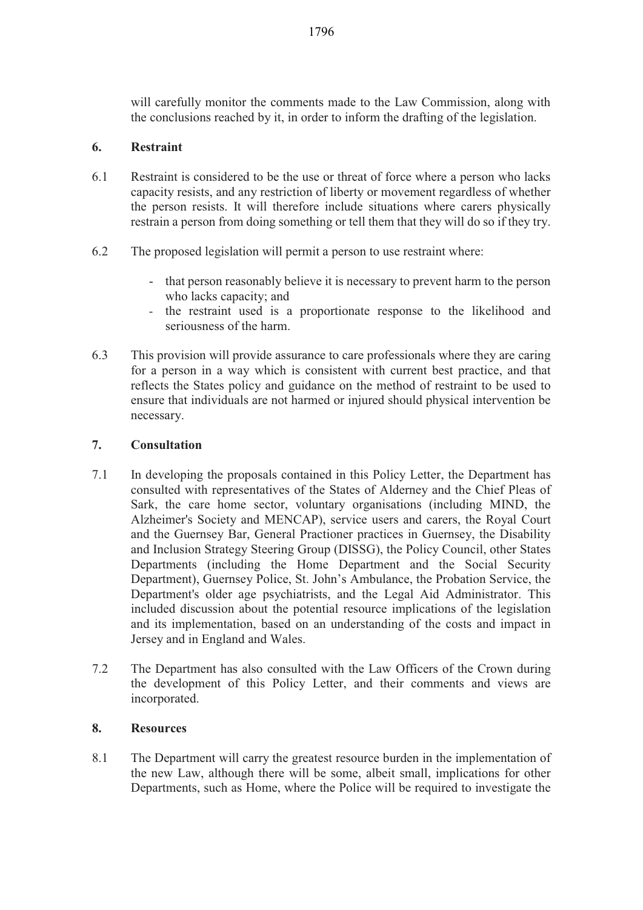will carefully monitor the comments made to the Law Commission, along with the conclusions reached by it, in order to inform the drafting of the legislation.

## 6. Restraint

6.1 Restraint is considered to be the use or threat of force where a person who lacks capacity resists, and any restriction of liberty or movement regardless of whether the person resists. It will therefore include situations where carers physically restrain a person from doing something or tell them that they will do so if they try.

6.2 The proposed legislation will permit a person to use restraint where:

- that person reasonably believe it is necessary to prevent harm to the person who lacks capacity; and
- the restraint used is a proportionate response to the likelihood and seriousness of the harm.

6.3 This provision will provide assurance to care professionals where they are caring for a person in a way which is consistent with current best practice, and that reflects the States policy and guidance on the method of restraint to be used to ensure that individuals are not harmed or injured should physical intervention be necessary.

## 7. Consultation

7.1 In developing the proposals contained in this Policy Letter, the Department has consulted with representatives of the States of Alderney and the Chief Pleas of Sark, the care home sector, voluntary organisations (including MIND, the Alzheimer's Society and MENCAP), service users and carers, the Royal Court and the Guernsey Bar, General Practioner practices in Guernsey, the Disability and Inclusion Strategy Steering Group (DISSG), the Policy Council, other States Departments (including the Home Department and the Social Security Department), Guernsey Police, St. John's Ambulance, the Probation Service, the Department's older age psychiatrists, and the Legal Aid Administrator. This included discussion about the potential resource implications of the legislation and its implementation, based on an understanding of the costs and impact in Jersey and in England and Wales.

7.2 The Department has also consulted with the Law Officers of the Crown during the development of this Policy Letter, and their comments and views are incorporated.

## 8. Resources

8.1 The Department will carry the greatest resource burden in the implementation of the new Law, although there will be some, albeit small, implications for other Departments, such as Home, where the Police will be required to investigate the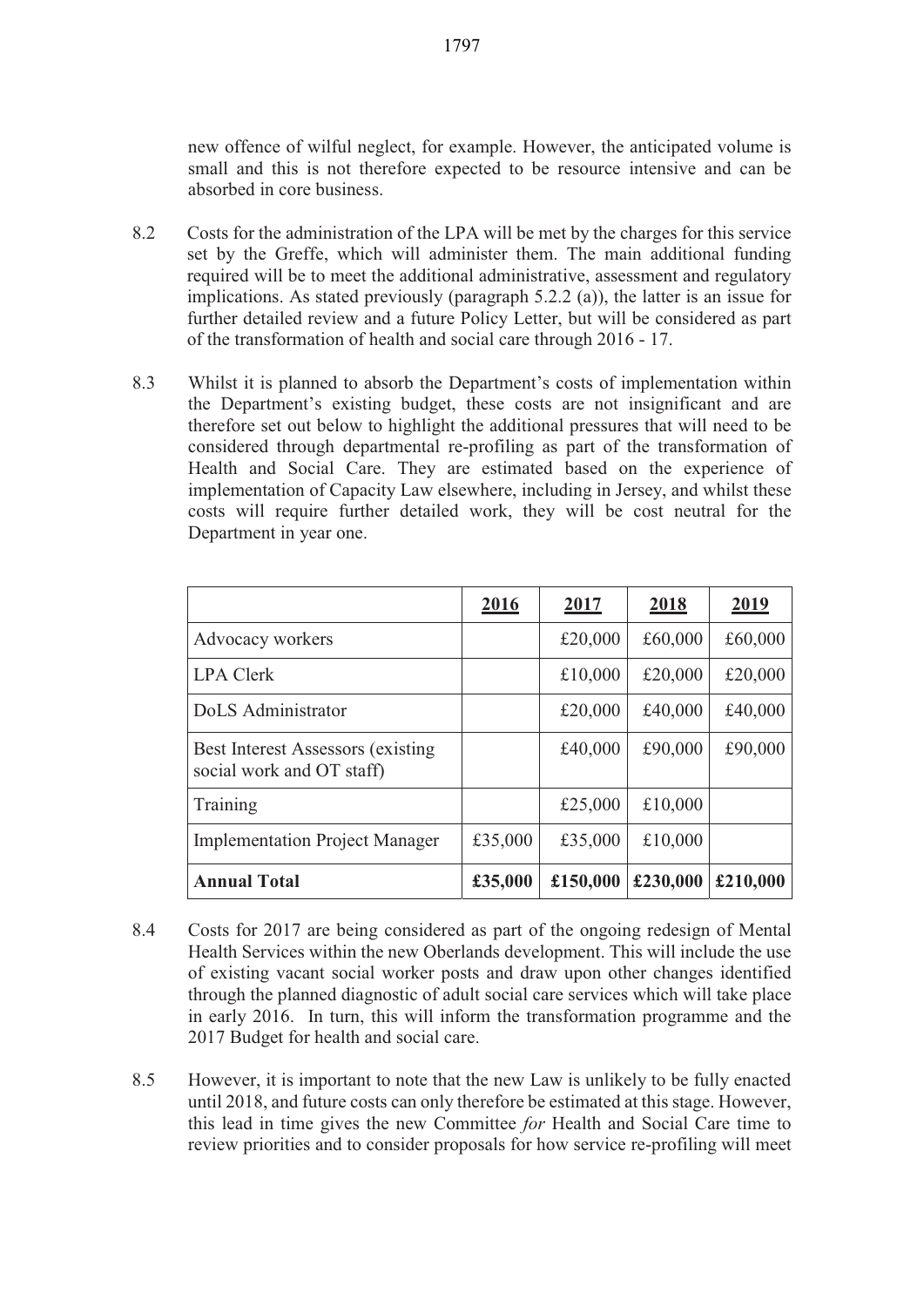new offence of wilful neglect, for example. However, the anticipated volume is small and this is not therefore expected to be resource intensive and can be absorbed in core business.

8.2 Costs for the administration of the LPA will be met by the charges for this service set by the Greffe, which will administer them. The main additional funding required will be to meet the additional administrative, assessment and regulatory implications. As stated previously (paragraph 5.2.2 (a)), the latter is an issue for further detailed review and a future Policy Letter, but will be considered as part of the transformation of health and social care through 2016 - 17.

8.3 Whilst it is planned to absorb the Department's costs of implementation within the Department's existing budget, these costs are not insignificant and are therefore set out below to highlight the additional pressures that will need to be considered through departmental re-profiling as part of the transformation of Health and Social Care. They are estimated based on the experience of implementation of Capacity Law elsewhere, including in Jersey, and whilst these costs will require further detailed work, they will be cost neutral for the Department in year one.

| | 2016 | 2017 | 2018 | 2019 |
|---|---|---|---|---|
| Advocacy workers | | £20,000 | £60,000 | £60,000 |
| LPA Clerk | | £10,000 | £20,000 | £20,000 |
| DoLS Administrator | | £20,000 | £40,000 | £40,000 |
| Best Interest Assessors (existing social work and OT staff) | | £40,000 | £90,000 | £90,000 |
| Training | | £25,000 | £10,000 | |
| Implementation Project Manager | £35,000 | £35,000 | £10,000 | |
| **Annual Total** | **£35,000** | **£150,000** | **£230,000** | **£210,000** |

8.4 Costs for 2017 are being considered as part of the ongoing redesign of Mental Health Services within the new Oberlands development. This will include the use of existing vacant social worker posts and draw upon other changes identified through the planned diagnostic of adult social care services which will take place in early 2016. In turn, this will inform the transformation programme and the 2017 Budget for health and social care.

8.5 However, it is important to note that the new Law is unlikely to be fully enacted until 2018, and future costs can only therefore be estimated at this stage. However, this lead in time gives the new Committee *for* Health and Social Care time to review priorities and to consider proposals for how service re-profiling will meet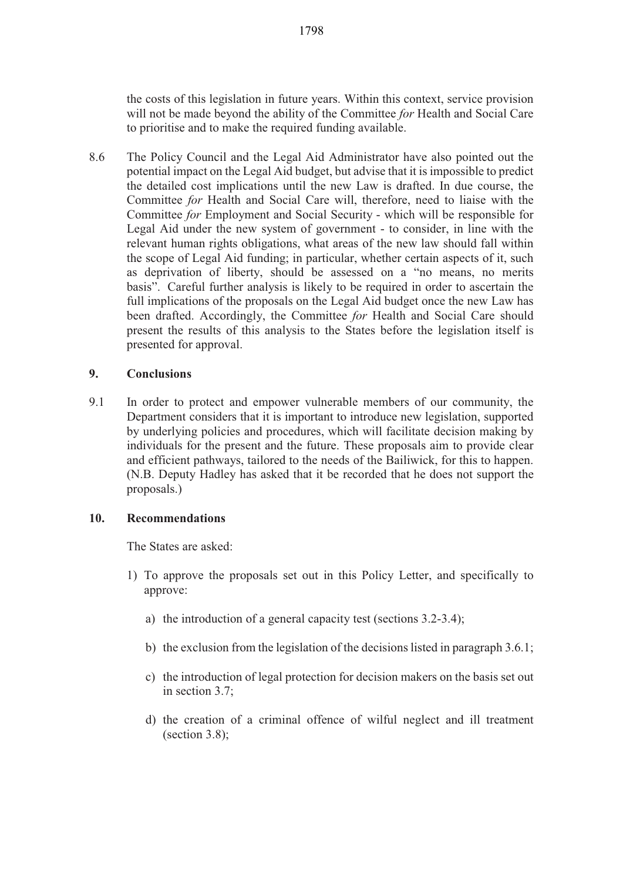the costs of this legislation in future years. Within this context, service provision will not be made beyond the ability of the Committee *for* Health and Social Care to prioritise and to make the required funding available.

8.6 The Policy Council and the Legal Aid Administrator have also pointed out the potential impact on the Legal Aid budget, but advise that it is impossible to predict the detailed cost implications until the new Law is drafted. In due course, the Committee *for* Health and Social Care will, therefore, need to liaise with the Committee *for* Employment and Social Security - which will be responsible for Legal Aid under the new system of government - to consider, in line with the relevant human rights obligations, what areas of the new law should fall within the scope of Legal Aid funding; in particular, whether certain aspects of it, such as deprivation of liberty, should be assessed on a "no means, no merits basis". Careful further analysis is likely to be required in order to ascertain the full implications of the proposals on the Legal Aid budget once the new Law has been drafted. Accordingly, the Committee *for* Health and Social Care should present the results of this analysis to the States before the legislation itself is presented for approval.

## 9. Conclusions

9.1 In order to protect and empower vulnerable members of our community, the Department considers that it is important to introduce new legislation, supported by underlying policies and procedures, which will facilitate decision making by individuals for the present and the future. These proposals aim to provide clear and efficient pathways, tailored to the needs of the Bailiwick, for this to happen. (N.B. Deputy Hadley has asked that it be recorded that he does not support the proposals.)

## 10. Recommendations

The States are asked:

1) To approve the proposals set out in this Policy Letter, and specifically to approve:

   a) the introduction of a general capacity test (sections 3.2-3.4);

   b) the exclusion from the legislation of the decisions listed in paragraph 3.6.1;

   c) the introduction of legal protection for decision makers on the basis set out in section 3.7;

   d) the creation of a criminal offence of wilful neglect and ill treatment (section 3.8);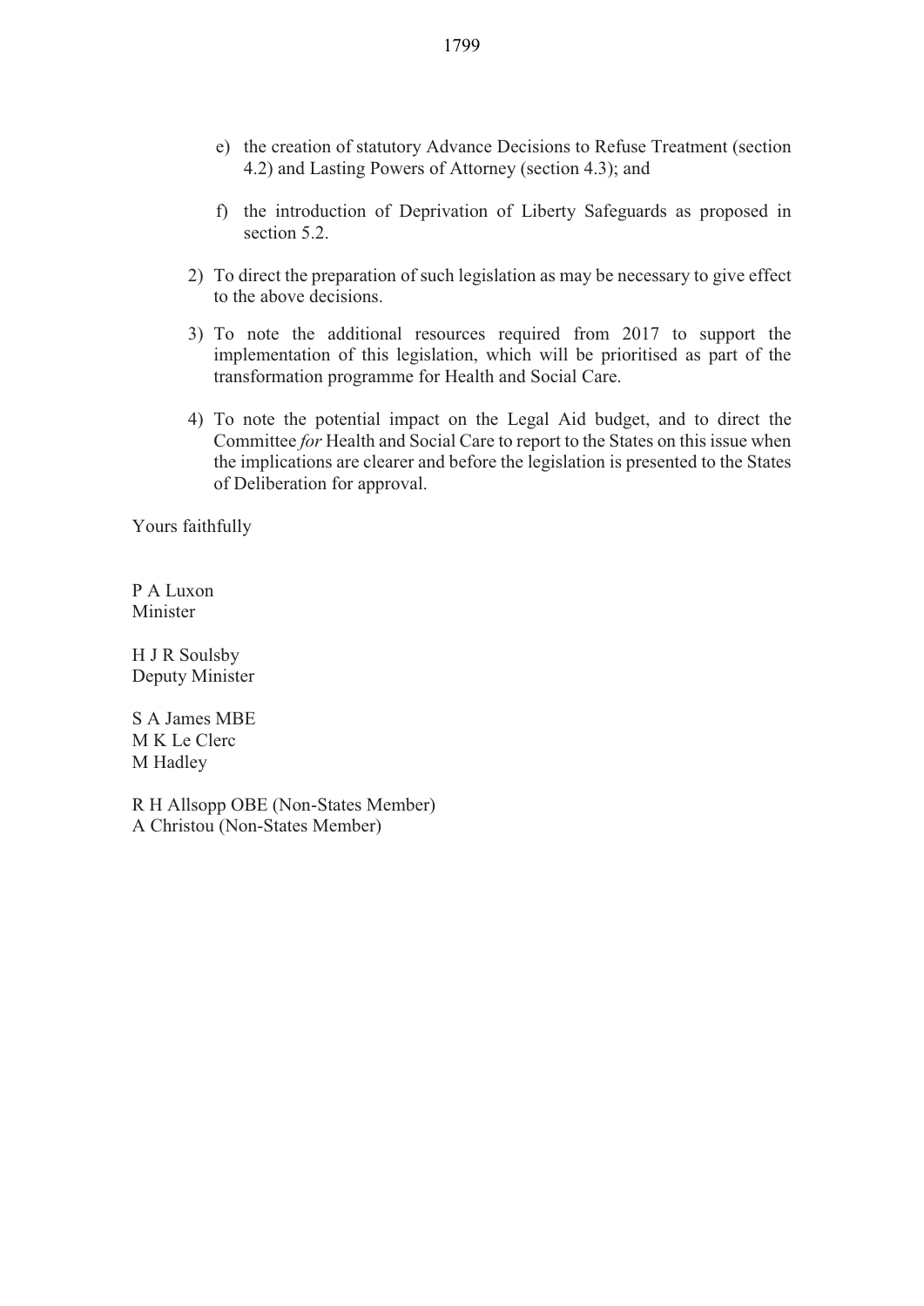e) the creation of statutory Advance Decisions to Refuse Treatment (section 4.2) and Lasting Powers of Attorney (section 4.3); and

   f) the introduction of Deprivation of Liberty Safeguards as proposed in section 5.2.

2) To direct the preparation of such legislation as may be necessary to give effect to the above decisions.

3) To note the additional resources required from 2017 to support the implementation of this legislation, which will be prioritised as part of the transformation programme for Health and Social Care.

4) To note the potential impact on the Legal Aid budget, and to direct the Committee *for* Health and Social Care to report to the States on this issue when the implications are clearer and before the legislation is presented to the States of Deliberation for approval.

Yours faithfully

P A Luxon
Minister

H J R Soulsby
Deputy Minister

S A James MBE
M K Le Clerc
M Hadley

R H Allsopp OBE (Non-States Member)
A Christou (Non-States Member)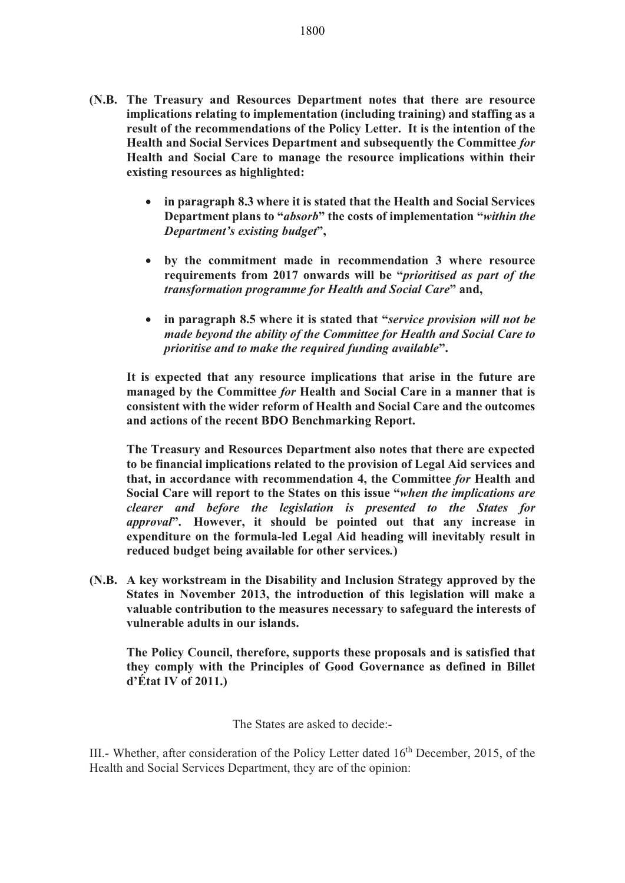**(N.B. The Treasury and Resources Department notes that there are resource implications relating to implementation (including training) and staffing as a result of the recommendations of the Policy Letter. It is the intention of the Health and Social Services Department and subsequently the Committee *for* Health and Social Care to manage the resource implications within their existing resources as highlighted:**

- **in paragraph 8.3 where it is stated that the Health and Social Services Department plans to "*absorb*" the costs of implementation "*within the Department's existing budget*",**
- **by the commitment made in recommendation 3 where resource requirements from 2017 onwards will be "*prioritised as part of the transformation programme for Health and Social Care*" and,**
- **in paragraph 8.5 where it is stated that "*service provision will not be made beyond the ability of the Committee for Health and Social Care to prioritise and to make the required funding available*".**

**It is expected that any resource implications that arise in the future are managed by the Committee *for* Health and Social Care in a manner that is consistent with the wider reform of Health and Social Care and the outcomes and actions of the recent BDO Benchmarking Report.**

**The Treasury and Resources Department also notes that there are expected to be financial implications related to the provision of Legal Aid services and that, in accordance with recommendation 4, the Committee *for* Health and Social Care will report to the States on this issue "*when the implications are clearer and before the legislation is presented to the States for approval*". However, it should be pointed out that any increase in expenditure on the formula-led Legal Aid heading will inevitably result in reduced budget being available for other services.)**

**(N.B. A key workstream in the Disability and Inclusion Strategy approved by the States in November 2013, the introduction of this legislation will make a valuable contribution to the measures necessary to safeguard the interests of vulnerable adults in our islands.**

**The Policy Council, therefore, supports these proposals and is satisfied that they comply with the Principles of Good Governance as defined in Billet d'État IV of 2011.)**

The States are asked to decide:-

III.- Whether, after consideration of the Policy Letter dated 16th December, 2015, of the Health and Social Services Department, they are of the opinion: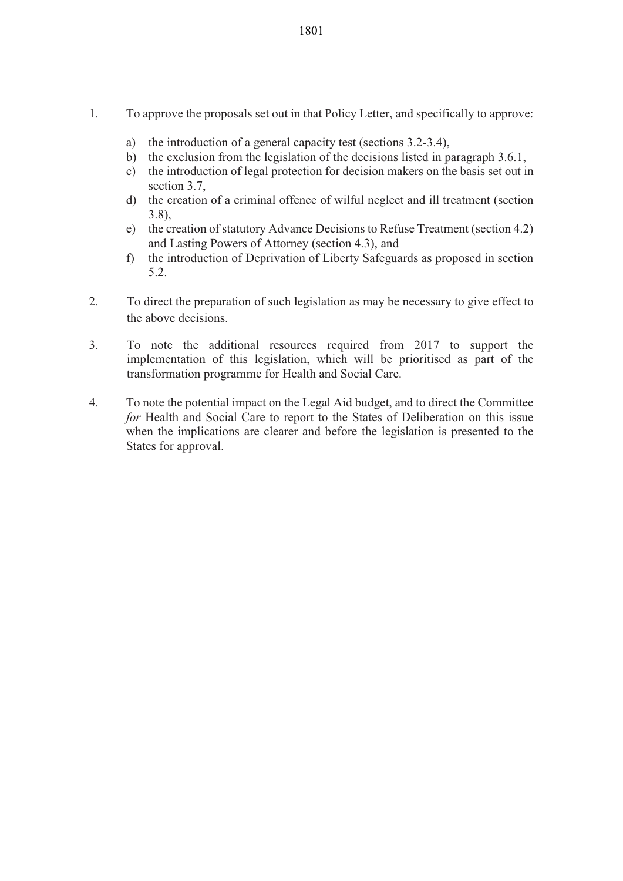1. To approve the proposals set out in that Policy Letter, and specifically to approve:

    a) the introduction of a general capacity test (sections 3.2-3.4),
    b) the exclusion from the legislation of the decisions listed in paragraph 3.6.1,
    c) the introduction of legal protection for decision makers on the basis set out in section 3.7,
    d) the creation of a criminal offence of wilful neglect and ill treatment (section 3.8),
    e) the creation of statutory Advance Decisions to Refuse Treatment (section 4.2) and Lasting Powers of Attorney (section 4.3), and
    f) the introduction of Deprivation of Liberty Safeguards as proposed in section 5.2.

2. To direct the preparation of such legislation as may be necessary to give effect to the above decisions.

3. To note the additional resources required from 2017 to support the implementation of this legislation, which will be prioritised as part of the transformation programme for Health and Social Care.

4. To note the potential impact on the Legal Aid budget, and to direct the Committee *for* Health and Social Care to report to the States of Deliberation on this issue when the implications are clearer and before the legislation is presented to the States for approval.